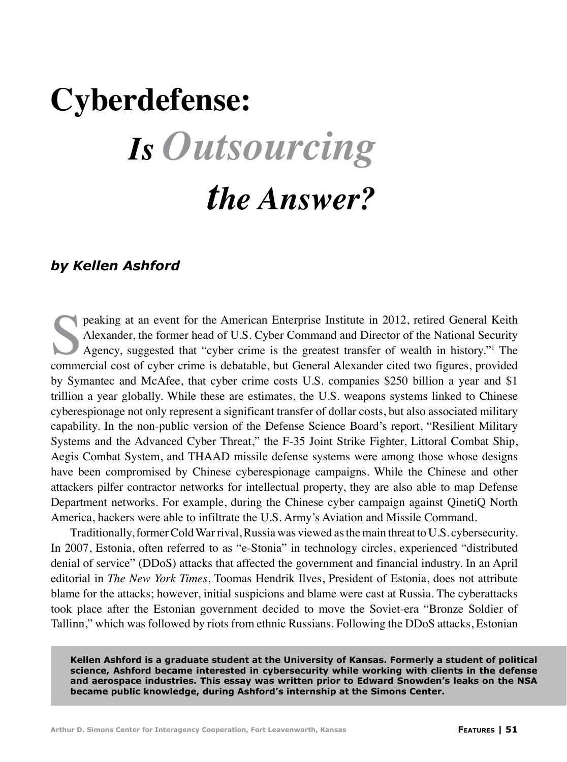# Cyberdefense: *Is Outsourcing the Answer?*

***by Kellen Ashford***

Speaking at an event for the American Enterprise Institute in 2012, retired General Keith Alexander, the former head of U.S. Cyber Command and Director of the National Security Agency, suggested that "cyber crime is the greatest transfer of wealth in history."[1] The commercial cost of cyber crime is debatable, but General Alexander cited two figures, provided by Symantec and McAfee, that cyber crime costs U.S. companies $250 billion a year and $1 trillion a year globally. While these are estimates, the U.S. weapons systems linked to Chinese cyberespionage not only represent a significant transfer of dollar costs, but also associated military capability. In the non-public version of the Defense Science Board's report, "Resilient Military Systems and the Advanced Cyber Threat," the F-35 Joint Strike Fighter, Littoral Combat Ship, Aegis Combat System, and THAAD missile defense systems were among those whose designs have been compromised by Chinese cyberespionage campaigns. While the Chinese and other attackers pilfer contractor networks for intellectual property, they are also able to map Defense Department networks. For example, during the Chinese cyber campaign against QinetiQ North America, hackers were able to infiltrate the U.S. Army's Aviation and Missile Command.

Traditionally, former Cold War rival, Russia was viewed as the main threat to U.S. cybersecurity. In 2007, Estonia, often referred to as "e-Stonia" in technology circles, experienced "distributed denial of service" (DDoS) attacks that affected the government and financial industry. In an April editorial in *The New York Times*, Toomas Hendrik Ilves, President of Estonia, does not attribute blame for the attacks; however, initial suspicions and blame were cast at Russia. The cyberattacks took place after the Estonian government decided to move the Soviet-era "Bronze Soldier of Tallinn," which was followed by riots from ethnic Russians. Following the DDoS attacks, Estonian

**Kellen Ashford is a graduate student at the University of Kansas. Formerly a student of political science, Ashford became interested in cybersecurity while working with clients in the defense and aerospace industries. This essay was written prior to Edward Snowden's leaks on the NSA became public knowledge, during Ashford's internship at the Simons Center.**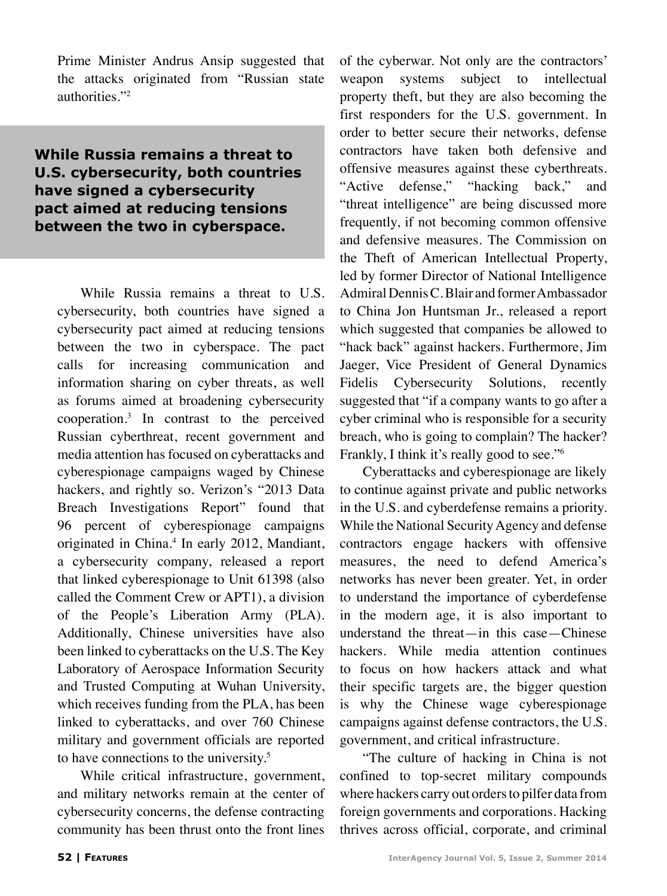Prime Minister Andrus Ansip suggested that the attacks originated from "Russian state authorities."[2]

> **While Russia remains a threat to U.S. cybersecurity, both countries have signed a cybersecurity pact aimed at reducing tensions between the two in cyberspace.**

While Russia remains a threat to U.S. cybersecurity, both countries have signed a cybersecurity pact aimed at reducing tensions between the two in cyberspace. The pact calls for increasing communication and information sharing on cyber threats, as well as forums aimed at broadening cybersecurity cooperation.[3] In contrast to the perceived Russian cyberthreat, recent government and media attention has focused on cyberattacks and cyberespionage campaigns waged by Chinese hackers, and rightly so. Verizon's "2013 Data Breach Investigations Report" found that 96 percent of cyberespionage campaigns originated in China.[4] In early 2012, Mandiant, a cybersecurity company, released a report that linked cyberespionage to Unit 61398 (also called the Comment Crew or APT1), a division of the People's Liberation Army (PLA). Additionally, Chinese universities have also been linked to cyberattacks on the U.S. The Key Laboratory of Aerospace Information Security and Trusted Computing at Wuhan University, which receives funding from the PLA, has been linked to cyberattacks, and over 760 Chinese military and government officials are reported to have connections to the university.[5]

While critical infrastructure, government, and military networks remain at the center of cybersecurity concerns, the defense contracting community has been thrust onto the front lines of the cyberwar. Not only are the contractors' weapon systems subject to intellectual property theft, but they are also becoming the first responders for the U.S. government. In order to better secure their networks, defense contractors have taken both defensive and offensive measures against these cyberthreats. "Active defense," "hacking back," and "threat intelligence" are being discussed more frequently, if not becoming common offensive and defensive measures. The Commission on the Theft of American Intellectual Property, led by former Director of National Intelligence Admiral Dennis C. Blair and former Ambassador to China Jon Huntsman Jr., released a report which suggested that companies be allowed to "hack back" against hackers. Furthermore, Jim Jaeger, Vice President of General Dynamics Fidelis Cybersecurity Solutions, recently suggested that "if a company wants to go after a cyber criminal who is responsible for a security breach, who is going to complain? The hacker? Frankly, I think it's really good to see."[6]

Cyberattacks and cyberespionage are likely to continue against private and public networks in the U.S. and cyberdefense remains a priority. While the National Security Agency and defense contractors engage hackers with offensive measures, the need to defend America's networks has never been greater. Yet, in order to understand the importance of cyberdefense in the modern age, it is also important to understand the threat—in this case—Chinese hackers. While media attention continues to focus on how hackers attack and what their specific targets are, the bigger question is why the Chinese wage cyberespionage campaigns against defense contractors, the U.S. government, and critical infrastructure.

"The culture of hacking in China is not confined to top-secret military compounds where hackers carry out orders to pilfer data from foreign governments and corporations. Hacking thrives across official, corporate, and criminal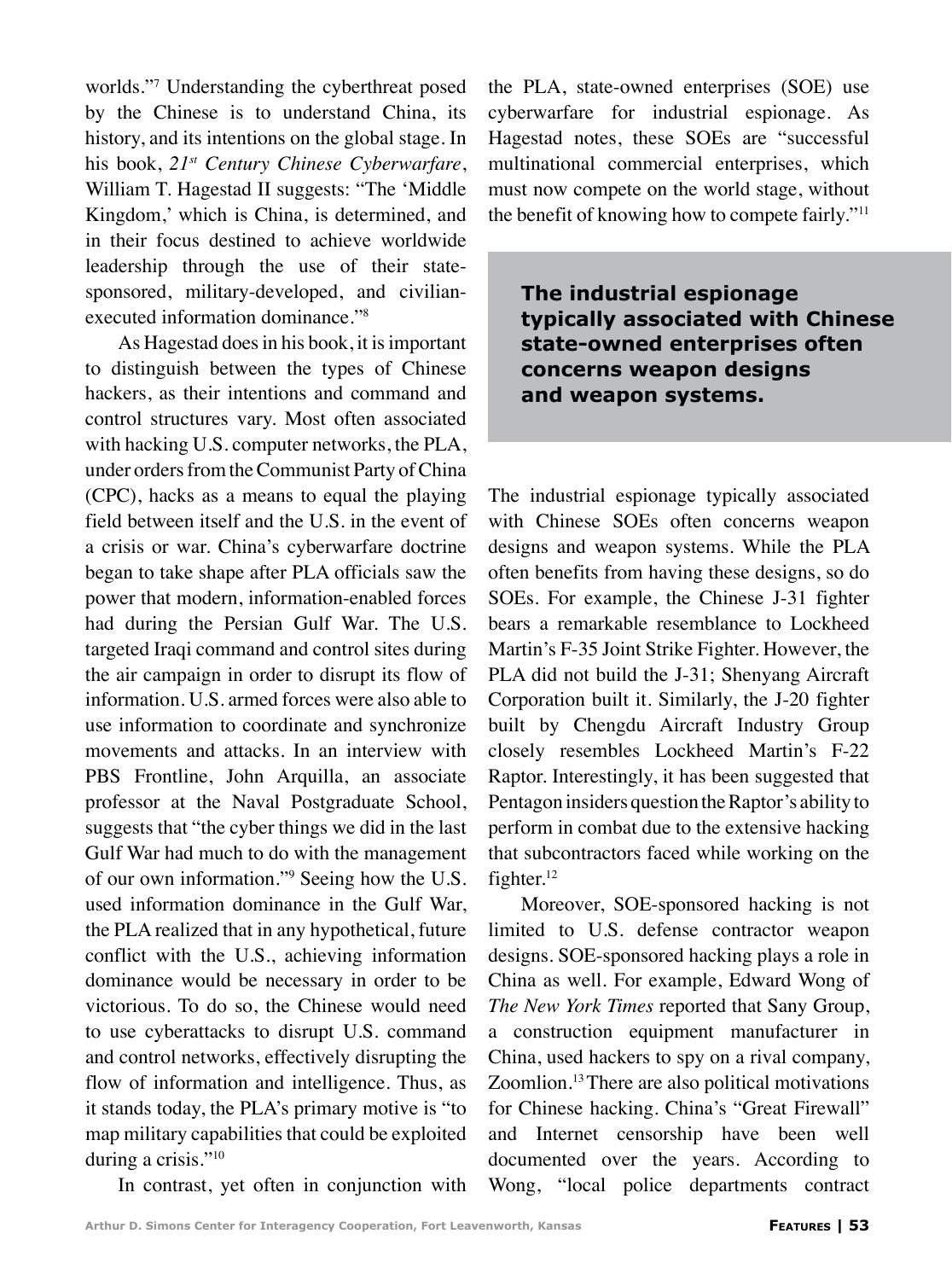worlds."[7] Understanding the cyberthreat posed by the Chinese is to understand China, its history, and its intentions on the global stage. In his book, *21st Century Chinese Cyberwarfare*, William T. Hagestad II suggests: "The 'Middle Kingdom,' which is China, is determined, and in their focus destined to achieve worldwide leadership through the use of their state-sponsored, military-developed, and civilian-executed information dominance."[8]

As Hagestad does in his book, it is important to distinguish between the types of Chinese hackers, as their intentions and command and control structures vary. Most often associated with hacking U.S. computer networks, the PLA, under orders from the Communist Party of China (CPC), hacks as a means to equal the playing field between itself and the U.S. in the event of a crisis or war. China's cyberwarfare doctrine began to take shape after PLA officials saw the power that modern, information-enabled forces had during the Persian Gulf War. The U.S. targeted Iraqi command and control sites during the air campaign in order to disrupt its flow of information. U.S. armed forces were also able to use information to coordinate and synchronize movements and attacks. In an interview with PBS Frontline, John Arquilla, an associate professor at the Naval Postgraduate School, suggests that "the cyber things we did in the last Gulf War had much to do with the management of our own information."[9] Seeing how the U.S. used information dominance in the Gulf War, the PLA realized that in any hypothetical, future conflict with the U.S., achieving information dominance would be necessary in order to be victorious. To do so, the Chinese would need to use cyberattacks to disrupt U.S. command and control networks, effectively disrupting the flow of information and intelligence. Thus, as it stands today, the PLA's primary motive is "to map military capabilities that could be exploited during a crisis."[10]

In contrast, yet often in conjunction with the PLA, state-owned enterprises (SOE) use cyberwarfare for industrial espionage. As Hagestad notes, these SOEs are "successful multinational commercial enterprises, which must now compete on the world stage, without the benefit of knowing how to compete fairly."[11]

> **The industrial espionage typically associated with Chinese state-owned enterprises often concerns weapon designs and weapon systems.**

The industrial espionage typically associated with Chinese SOEs often concerns weapon designs and weapon systems. While the PLA often benefits from having these designs, so do SOEs. For example, the Chinese J-31 fighter bears a remarkable resemblance to Lockheed Martin's F-35 Joint Strike Fighter. However, the PLA did not build the J-31; Shenyang Aircraft Corporation built it. Similarly, the J-20 fighter built by Chengdu Aircraft Industry Group closely resembles Lockheed Martin's F-22 Raptor. Interestingly, it has been suggested that Pentagon insiders question the Raptor's ability to perform in combat due to the extensive hacking that subcontractors faced while working on the fighter.[12]

Moreover, SOE-sponsored hacking is not limited to U.S. defense contractor weapon designs. SOE-sponsored hacking plays a role in China as well. For example, Edward Wong of *The New York Times* reported that Sany Group, a construction equipment manufacturer in China, used hackers to spy on a rival company, Zoomlion.[13] There are also political motivations for Chinese hacking. China's "Great Firewall" and Internet censorship have been well documented over the years. According to Wong, "local police departments contract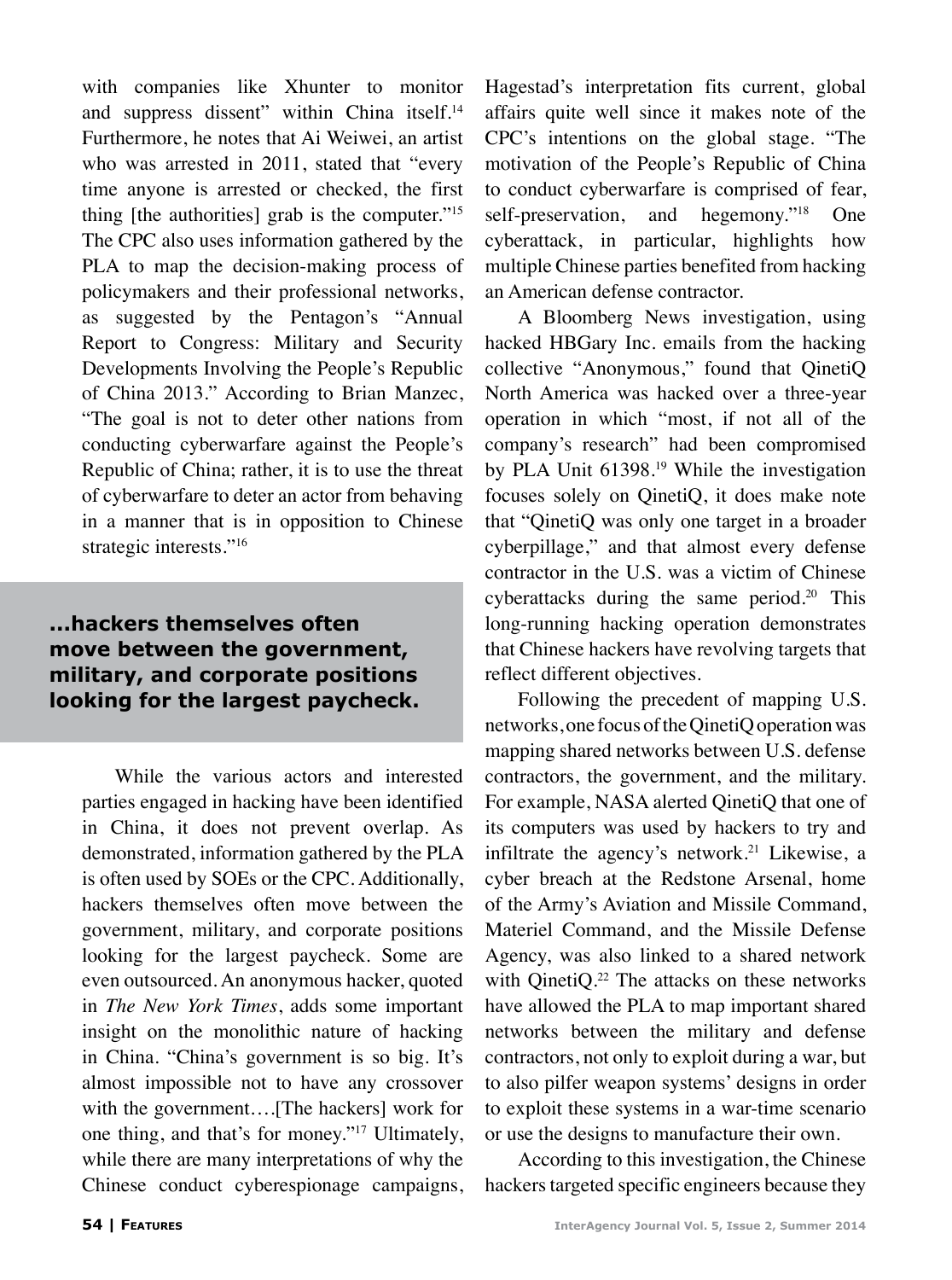with companies like Xhunter to monitor and suppress dissent" within China itself.[14] Furthermore, he notes that Ai Weiwei, an artist who was arrested in 2011, stated that "every time anyone is arrested or checked, the first thing [the authorities] grab is the computer."[15] The CPC also uses information gathered by the PLA to map the decision-making process of policymakers and their professional networks, as suggested by the Pentagon's "Annual Report to Congress: Military and Security Developments Involving the People's Republic of China 2013." According to Brian Manzec, "The goal is not to deter other nations from conducting cyberwarfare against the People's Republic of China; rather, it is to use the threat of cyberwarfare to deter an actor from behaving in a manner that is in opposition to Chinese strategic interests."[16]

**...hackers themselves often move between the government, military, and corporate positions looking for the largest paycheck.**

While the various actors and interested parties engaged in hacking have been identified in China, it does not prevent overlap. As demonstrated, information gathered by the PLA is often used by SOEs or the CPC. Additionally, hackers themselves often move between the government, military, and corporate positions looking for the largest paycheck. Some are even outsourced. An anonymous hacker, quoted in *The New York Times*, adds some important insight on the monolithic nature of hacking in China. "China's government is so big. It's almost impossible not to have any crossover with the government….[The hackers] work for one thing, and that's for money."[17] Ultimately, while there are many interpretations of why the Chinese conduct cyberespionage campaigns, Hagestad's interpretation fits current, global affairs quite well since it makes note of the CPC's intentions on the global stage. "The motivation of the People's Republic of China to conduct cyberwarfare is comprised of fear, self-preservation, and hegemony."[18] One cyberattack, in particular, highlights how multiple Chinese parties benefited from hacking an American defense contractor.

A Bloomberg News investigation, using hacked HBGary Inc. emails from the hacking collective "Anonymous," found that QinetiQ North America was hacked over a three-year operation in which "most, if not all of the company's research" had been compromised by PLA Unit 61398.[19] While the investigation focuses solely on QinetiQ, it does make note that "QinetiQ was only one target in a broader cyberpillage," and that almost every defense contractor in the U.S. was a victim of Chinese cyberattacks during the same period.[20] This long-running hacking operation demonstrates that Chinese hackers have revolving targets that reflect different objectives.

Following the precedent of mapping U.S. networks, one focus of the QinetiQ operation was mapping shared networks between U.S. defense contractors, the government, and the military. For example, NASA alerted QinetiQ that one of its computers was used by hackers to try and infiltrate the agency's network.[21] Likewise, a cyber breach at the Redstone Arsenal, home of the Army's Aviation and Missile Command, Materiel Command, and the Missile Defense Agency, was also linked to a shared network with QinetiQ.[22] The attacks on these networks have allowed the PLA to map important shared networks between the military and defense contractors, not only to exploit during a war, but to also pilfer weapon systems' designs in order to exploit these systems in a war-time scenario or use the designs to manufacture their own.

According to this investigation, the Chinese hackers targeted specific engineers because they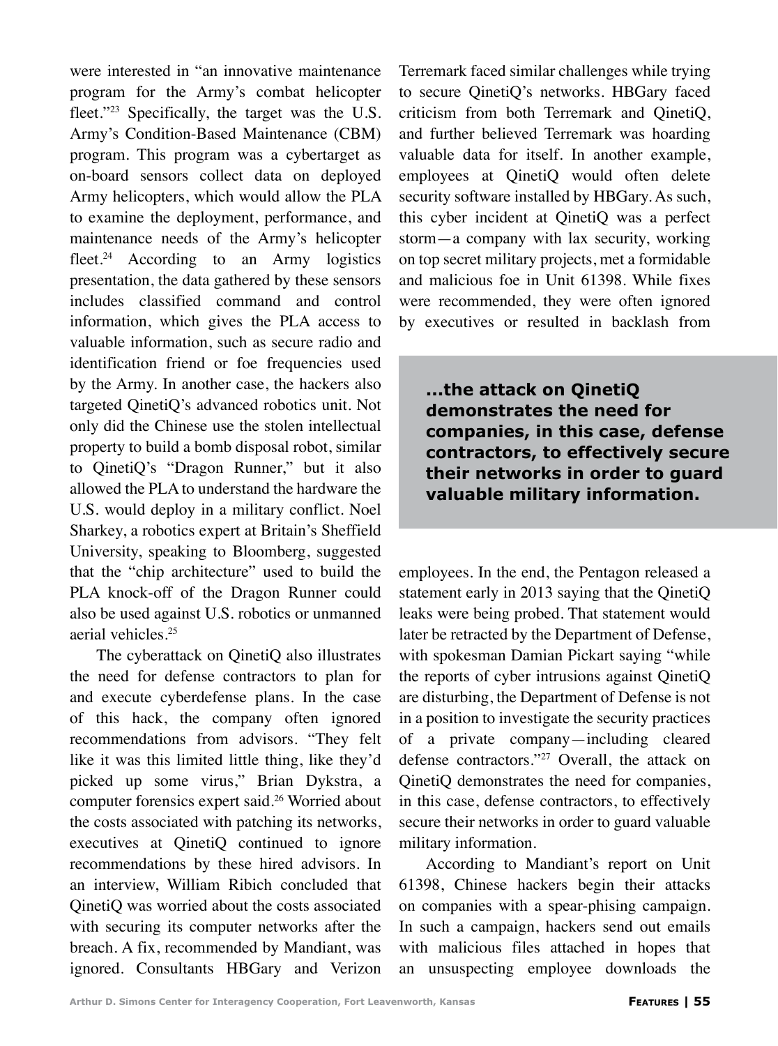were interested in "an innovative maintenance program for the Army's combat helicopter fleet."[23] Specifically, the target was the U.S. Army's Condition-Based Maintenance (CBM) program. This program was a cybertarget as on-board sensors collect data on deployed Army helicopters, which would allow the PLA to examine the deployment, performance, and maintenance needs of the Army's helicopter fleet.[24] According to an Army logistics presentation, the data gathered by these sensors includes classified command and control information, which gives the PLA access to valuable information, such as secure radio and identification friend or foe frequencies used by the Army. In another case, the hackers also targeted QinetiQ's advanced robotics unit. Not only did the Chinese use the stolen intellectual property to build a bomb disposal robot, similar to QinetiQ's "Dragon Runner," but it also allowed the PLA to understand the hardware the U.S. would deploy in a military conflict. Noel Sharkey, a robotics expert at Britain's Sheffield University, speaking to Bloomberg, suggested that the "chip architecture" used to build the PLA knock-off of the Dragon Runner could also be used against U.S. robotics or unmanned aerial vehicles.[25]

The cyberattack on QinetiQ also illustrates the need for defense contractors to plan for and execute cyberdefense plans. In the case of this hack, the company often ignored recommendations from advisors. "They felt like it was this limited little thing, like they'd picked up some virus," Brian Dykstra, a computer forensics expert said.[26] Worried about the costs associated with patching its networks, executives at QinetiQ continued to ignore recommendations by these hired advisors. In an interview, William Ribich concluded that QinetiQ was worried about the costs associated with securing its computer networks after the breach. A fix, recommended by Mandiant, was ignored. Consultants HBGary and Verizon Terremark faced similar challenges while trying to secure QinetiQ's networks. HBGary faced criticism from both Terremark and QinetiQ, and further believed Terremark was hoarding valuable data for itself. In another example, employees at QinetiQ would often delete security software installed by HBGary. As such, this cyber incident at QinetiQ was a perfect storm—a company with lax security, working on top secret military projects, met a formidable and malicious foe in Unit 61398. While fixes were recommended, they were often ignored by executives or resulted in backlash from employees. In the end, the Pentagon released a statement early in 2013 saying that the QinetiQ leaks were being probed. That statement would later be retracted by the Department of Defense, with spokesman Damian Pickart saying "while the reports of cyber intrusions against QinetiQ are disturbing, the Department of Defense is not in a position to investigate the security practices of a private company—including cleared defense contractors."[27] Overall, the attack on QinetiQ demonstrates the need for companies, in this case, defense contractors, to effectively secure their networks in order to guard valuable military information.

> **...the attack on QinetiQ demonstrates the need for companies, in this case, defense contractors, to effectively secure their networks in order to guard valuable military information.**

According to Mandiant's report on Unit 61398, Chinese hackers begin their attacks on companies with a spear-phising campaign. In such a campaign, hackers send out emails with malicious files attached in hopes that an unsuspecting employee downloads the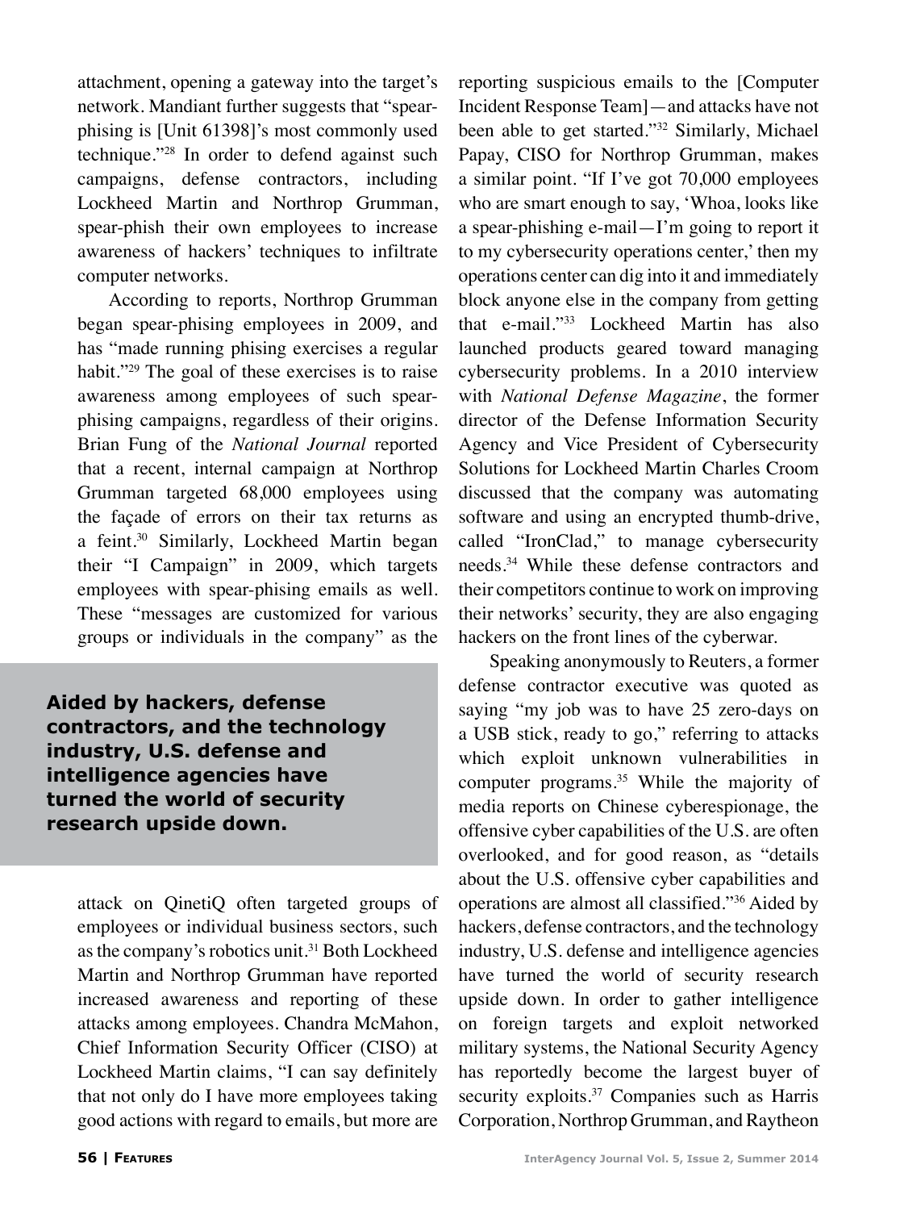attachment, opening a gateway into the target's network. Mandiant further suggests that "spear-phising is [Unit 61398]'s most commonly used technique."[28] In order to defend against such campaigns, defense contractors, including Lockheed Martin and Northrop Grumman, spear-phish their own employees to increase awareness of hackers' techniques to infiltrate computer networks.

According to reports, Northrop Grumman began spear-phising employees in 2009, and has "made running phising exercises a regular habit."[29] The goal of these exercises is to raise awareness among employees of such spear-phising campaigns, regardless of their origins. Brian Fung of the *National Journal* reported that a recent, internal campaign at Northrop Grumman targeted 68,000 employees using the façade of errors on their tax returns as a feint.[30] Similarly, Lockheed Martin began their "I Campaign" in 2009, which targets employees with spear-phising emails as well. These "messages are customized for various groups or individuals in the company" as the attack on QinetiQ often targeted groups of employees or individual business sectors, such as the company's robotics unit.[31] Both Lockheed Martin and Northrop Grumman have reported increased awareness and reporting of these attacks among employees. Chandra McMahon, Chief Information Security Officer (CISO) at Lockheed Martin claims, "I can say definitely that not only do I have more employees taking good actions with regard to emails, but more are reporting suspicious emails to the [Computer Incident Response Team]—and attacks have not been able to get started."[32] Similarly, Michael Papay, CISO for Northrop Grumman, makes a similar point. "If I've got 70,000 employees who are smart enough to say, 'Whoa, looks like a spear-phishing e-mail—I'm going to report it to my cybersecurity operations center,' then my operations center can dig into it and immediately block anyone else in the company from getting that e-mail."[33] Lockheed Martin has also launched products geared toward managing cybersecurity problems. In a 2010 interview with *National Defense Magazine*, the former director of the Defense Information Security Agency and Vice President of Cybersecurity Solutions for Lockheed Martin Charles Croom discussed that the company was automating software and using an encrypted thumb-drive, called "IronClad," to manage cybersecurity needs.[34] While these defense contractors and their competitors continue to work on improving their networks' security, they are also engaging hackers on the front lines of the cyberwar.

**Aided by hackers, defense contractors, and the technology industry, U.S. defense and intelligence agencies have turned the world of security research upside down.**

Speaking anonymously to Reuters, a former defense contractor executive was quoted as saying "my job was to have 25 zero-days on a USB stick, ready to go," referring to attacks which exploit unknown vulnerabilities in computer programs.[35] While the majority of media reports on Chinese cyberespionage, the offensive cyber capabilities of the U.S. are often overlooked, and for good reason, as "details about the U.S. offensive cyber capabilities and operations are almost all classified."[36] Aided by hackers, defense contractors, and the technology industry, U.S. defense and intelligence agencies have turned the world of security research upside down. In order to gather intelligence on foreign targets and exploit networked military systems, the National Security Agency has reportedly become the largest buyer of security exploits.[37] Companies such as Harris Corporation, Northrop Grumman, and Raytheon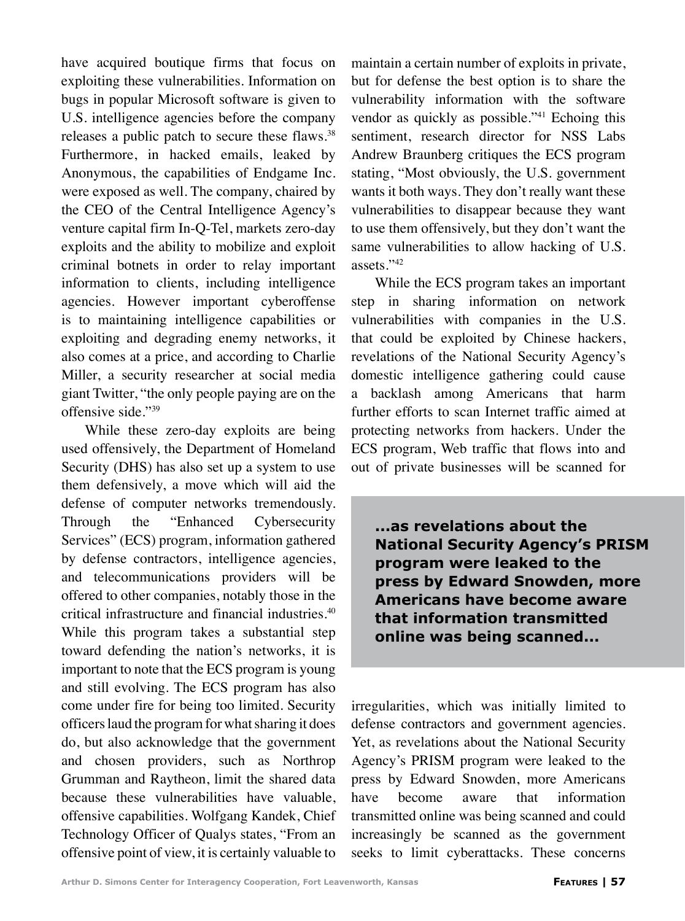have acquired boutique firms that focus on exploiting these vulnerabilities. Information on bugs in popular Microsoft software is given to U.S. intelligence agencies before the company releases a public patch to secure these flaws.[38] Furthermore, in hacked emails, leaked by Anonymous, the capabilities of Endgame Inc. were exposed as well. The company, chaired by the CEO of the Central Intelligence Agency's venture capital firm In-Q-Tel, markets zero-day exploits and the ability to mobilize and exploit criminal botnets in order to relay important information to clients, including intelligence agencies. However important cyberoffense is to maintaining intelligence capabilities or exploiting and degrading enemy networks, it also comes at a price, and according to Charlie Miller, a security researcher at social media giant Twitter, "the only people paying are on the offensive side."[39]

While these zero-day exploits are being used offensively, the Department of Homeland Security (DHS) has also set up a system to use them defensively, a move which will aid the defense of computer networks tremendously. Through the "Enhanced Cybersecurity Services" (ECS) program, information gathered by defense contractors, intelligence agencies, and telecommunications providers will be offered to other companies, notably those in the critical infrastructure and financial industries.[40] While this program takes a substantial step toward defending the nation's networks, it is important to note that the ECS program is young and still evolving. The ECS program has also come under fire for being too limited. Security officers laud the program for what sharing it does do, but also acknowledge that the government and chosen providers, such as Northrop Grumman and Raytheon, limit the shared data because these vulnerabilities have valuable, offensive capabilities. Wolfgang Kandek, Chief Technology Officer of Qualys states, "From an offensive point of view, it is certainly valuable to maintain a certain number of exploits in private, but for defense the best option is to share the vulnerability information with the software vendor as quickly as possible."[41] Echoing this sentiment, research director for NSS Labs Andrew Braunberg critiques the ECS program stating, "Most obviously, the U.S. government wants it both ways. They don't really want these vulnerabilities to disappear because they want to use them offensively, but they don't want the same vulnerabilities to allow hacking of U.S. assets."[42]

While the ECS program takes an important step in sharing information on network vulnerabilities with companies in the U.S. that could be exploited by Chinese hackers, revelations of the National Security Agency's domestic intelligence gathering could cause a backlash among Americans that harm further efforts to scan Internet traffic aimed at protecting networks from hackers. Under the ECS program, Web traffic that flows into and out of private businesses will be scanned for irregularities, which was initially limited to defense contractors and government agencies. Yet, as revelations about the National Security Agency's PRISM program were leaked to the press by Edward Snowden, more Americans have become aware that information transmitted online was being scanned and could increasingly be scanned as the government seeks to limit cyberattacks. These concerns

> **...as revelations about the National Security Agency's PRISM program were leaked to the press by Edward Snowden, more Americans have become aware that information transmitted online was being scanned...**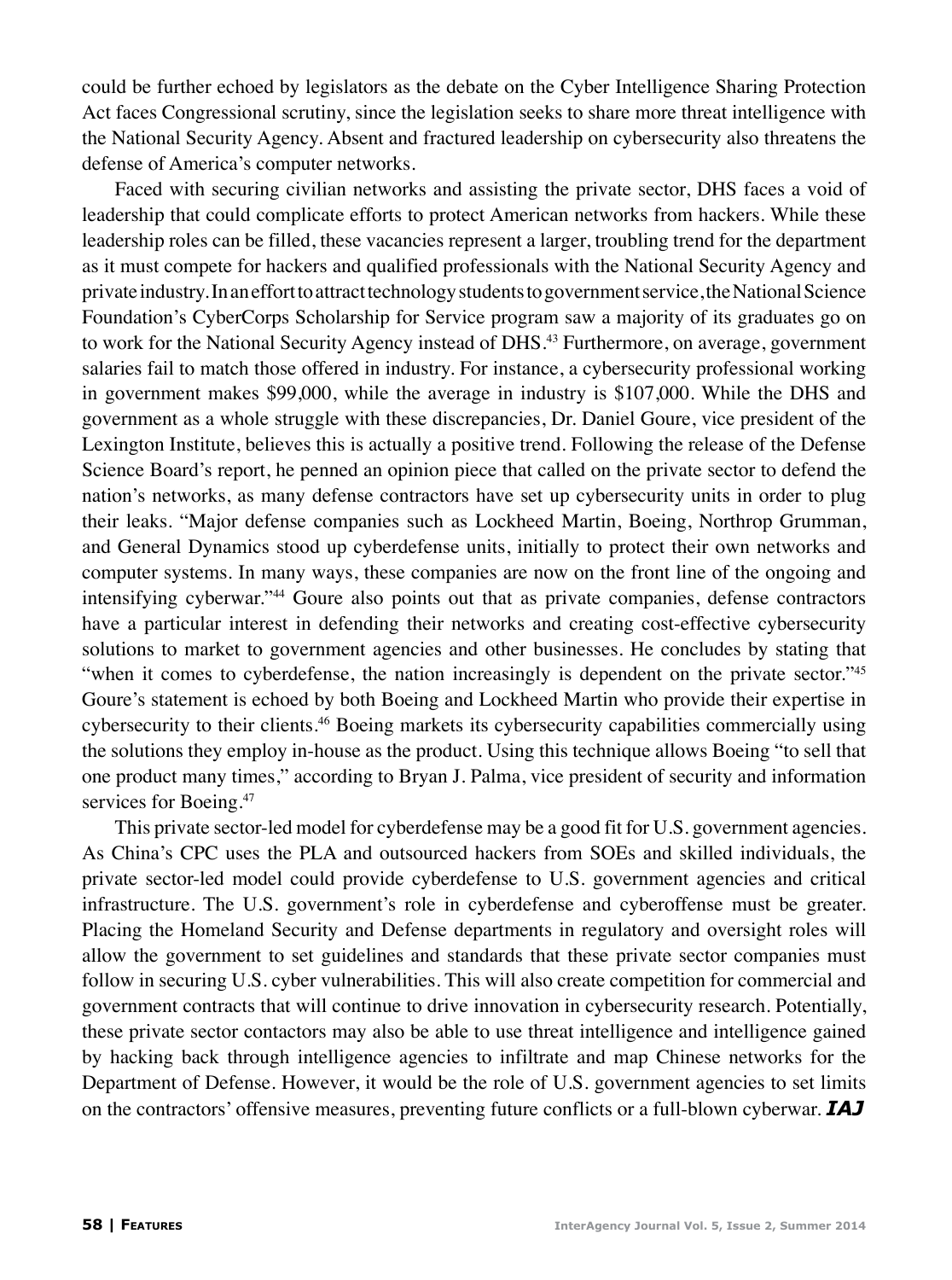could be further echoed by legislators as the debate on the Cyber Intelligence Sharing Protection Act faces Congressional scrutiny, since the legislation seeks to share more threat intelligence with the National Security Agency. Absent and fractured leadership on cybersecurity also threatens the defense of America's computer networks.

Faced with securing civilian networks and assisting the private sector, DHS faces a void of leadership that could complicate efforts to protect American networks from hackers. While these leadership roles can be filled, these vacancies represent a larger, troubling trend for the department as it must compete for hackers and qualified professionals with the National Security Agency and private industry. In an effort to attract technology students to government service, the National Science Foundation's CyberCorps Scholarship for Service program saw a majority of its graduates go on to work for the National Security Agency instead of DHS.[43] Furthermore, on average, government salaries fail to match those offered in industry. For instance, a cybersecurity professional working in government makes $99,000, while the average in industry is $107,000. While the DHS and government as a whole struggle with these discrepancies, Dr. Daniel Goure, vice president of the Lexington Institute, believes this is actually a positive trend. Following the release of the Defense Science Board's report, he penned an opinion piece that called on the private sector to defend the nation's networks, as many defense contractors have set up cybersecurity units in order to plug their leaks. "Major defense companies such as Lockheed Martin, Boeing, Northrop Grumman, and General Dynamics stood up cyberdefense units, initially to protect their own networks and computer systems. In many ways, these companies are now on the front line of the ongoing and intensifying cyberwar."[44] Goure also points out that as private companies, defense contractors have a particular interest in defending their networks and creating cost-effective cybersecurity solutions to market to government agencies and other businesses. He concludes by stating that "when it comes to cyberdefense, the nation increasingly is dependent on the private sector."[45] Goure's statement is echoed by both Boeing and Lockheed Martin who provide their expertise in cybersecurity to their clients.[46] Boeing markets its cybersecurity capabilities commercially using the solutions they employ in-house as the product. Using this technique allows Boeing "to sell that one product many times," according to Bryan J. Palma, vice president of security and information services for Boeing.[47]

This private sector-led model for cyberdefense may be a good fit for U.S. government agencies. As China's CPC uses the PLA and outsourced hackers from SOEs and skilled individuals, the private sector-led model could provide cyberdefense to U.S. government agencies and critical infrastructure. The U.S. government's role in cyberdefense and cyberoffense must be greater. Placing the Homeland Security and Defense departments in regulatory and oversight roles will allow the government to set guidelines and standards that these private sector companies must follow in securing U.S. cyber vulnerabilities. This will also create competition for commercial and government contracts that will continue to drive innovation in cybersecurity research. Potentially, these private sector contactors may also be able to use threat intelligence and intelligence gained by hacking back through intelligence agencies to infiltrate and map Chinese networks for the Department of Defense. However, it would be the role of U.S. government agencies to set limits on the contractors' offensive measures, preventing future conflicts or a full-blown cyberwar. ***IAJ***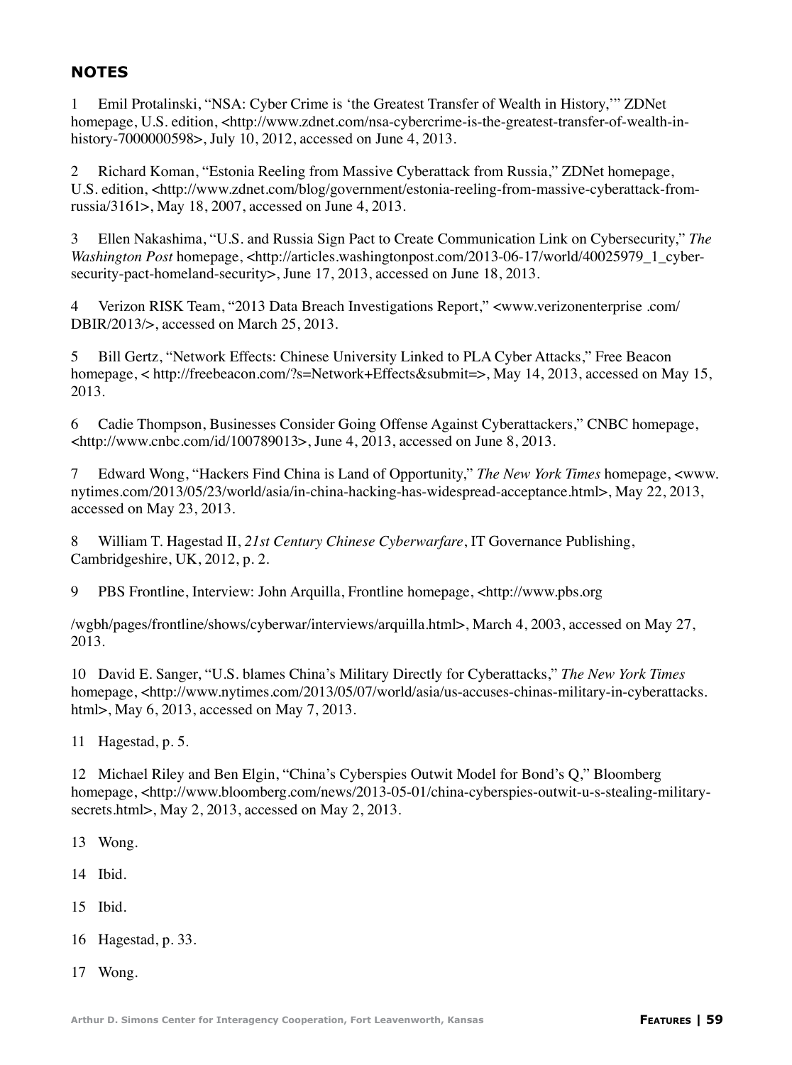## NOTES

1 Emil Protalinski, "NSA: Cyber Crime is 'the Greatest Transfer of Wealth in History,'" ZDNet homepage, U.S. edition, <http://www.zdnet.com/nsa-cybercrime-is-the-greatest-transfer-of-wealth-in-history-7000000598>, July 10, 2012, accessed on June 4, 2013.

2 Richard Koman, "Estonia Reeling from Massive Cyberattack from Russia," ZDNet homepage, U.S. edition, <http://www.zdnet.com/blog/government/estonia-reeling-from-massive-cyberattack-from-russia/3161>, May 18, 2007, accessed on June 4, 2013.

3 Ellen Nakashima, "U.S. and Russia Sign Pact to Create Communication Link on Cybersecurity," *The Washington Post* homepage, <http://articles.washingtonpost.com/2013-06-17/world/40025979_1_cyber-security-pact-homeland-security>, June 17, 2013, accessed on June 18, 2013.

4 Verizon RISK Team, "2013 Data Breach Investigations Report," <www.verizonenterprise .com/DBIR/2013/>, accessed on March 25, 2013.

5 Bill Gertz, "Network Effects: Chinese University Linked to PLA Cyber Attacks," Free Beacon homepage, < http://freebeacon.com/?s=Network+Effects&submit=>, May 14, 2013, accessed on May 15, 2013.

6 Cadie Thompson, Businesses Consider Going Offense Against Cyberattackers," CNBC homepage, <http://www.cnbc.com/id/100789013>, June 4, 2013, accessed on June 8, 2013.

7 Edward Wong, "Hackers Find China is Land of Opportunity," *The New York Times* homepage, <www.nytimes.com/2013/05/23/world/asia/in-china-hacking-has-widespread-acceptance.html>, May 22, 2013, accessed on May 23, 2013.

8 William T. Hagestad II, *21st Century Chinese Cyberwarfare*, IT Governance Publishing, Cambridgeshire, UK, 2012, p. 2.

9 PBS Frontline, Interview: John Arquilla, Frontline homepage, <http://www.pbs.org

/wgbh/pages/frontline/shows/cyberwar/interviews/arquilla.html>, March 4, 2003, accessed on May 27, 2013.

10 David E. Sanger, "U.S. blames China's Military Directly for Cyberattacks," *The New York Times* homepage, <http://www.nytimes.com/2013/05/07/world/asia/us-accuses-chinas-military-in-cyberattacks.html>, May 6, 2013, accessed on May 7, 2013.

11 Hagestad, p. 5.

12 Michael Riley and Ben Elgin, "China's Cyberspies Outwit Model for Bond's Q," Bloomberg homepage, <http://www.bloomberg.com/news/2013-05-01/china-cyberspies-outwit-u-s-stealing-military-secrets.html>, May 2, 2013, accessed on May 2, 2013.

13 Wong.

14 Ibid.

15 Ibid.

16 Hagestad, p. 33.

17 Wong.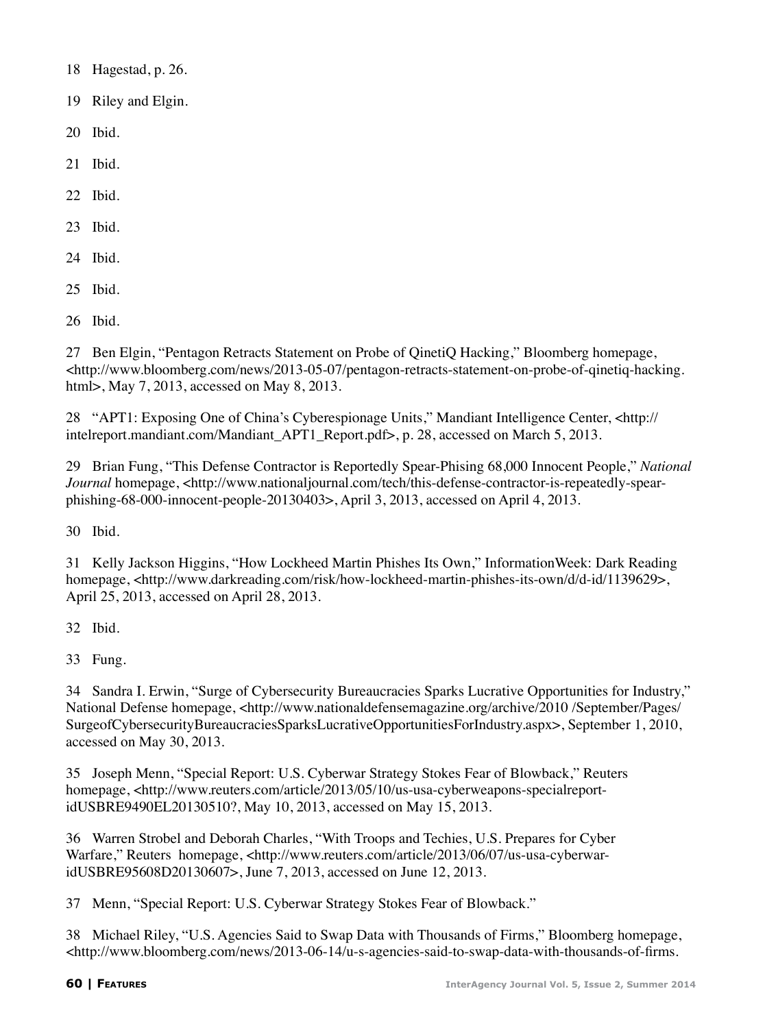18 Hagestad, p. 26.

19 Riley and Elgin.

20 Ibid.

21 Ibid.

22 Ibid.

23 Ibid.

24 Ibid.

25 Ibid.

26 Ibid.

27 Ben Elgin, "Pentagon Retracts Statement on Probe of QinetiQ Hacking," Bloomberg homepage, <http://www.bloomberg.com/news/2013-05-07/pentagon-retracts-statement-on-probe-of-qinetiq-hacking.html>, May 7, 2013, accessed on May 8, 2013.

28 "APT1: Exposing One of China's Cyberespionage Units," Mandiant Intelligence Center, <http://intelreport.mandiant.com/Mandiant_APT1_Report.pdf>, p. 28, accessed on March 5, 2013.

29 Brian Fung, "This Defense Contractor is Reportedly Spear-Phising 68,000 Innocent People," *National Journal* homepage, <http://www.nationaljournal.com/tech/this-defense-contractor-is-repeatedly-spear-phishing-68-000-innocent-people-20130403>, April 3, 2013, accessed on April 4, 2013.

30 Ibid.

31 Kelly Jackson Higgins, "How Lockheed Martin Phishes Its Own," InformationWeek: Dark Reading homepage, <http://www.darkreading.com/risk/how-lockheed-martin-phishes-its-own/d/d-id/1139629>, April 25, 2013, accessed on April 28, 2013.

32 Ibid.

33 Fung.

34 Sandra I. Erwin, "Surge of Cybersecurity Bureaucracies Sparks Lucrative Opportunities for Industry," National Defense homepage, <http://www.nationaldefensemagazine.org/archive/2010 /September/Pages/SurgeofCybersecurityBureaucraciesSparksLucrativeOpportunitiesForIndustry.aspx>, September 1, 2010, accessed on May 30, 2013.

35 Joseph Menn, "Special Report: U.S. Cyberwar Strategy Stokes Fear of Blowback," Reuters homepage, <http://www.reuters.com/article/2013/05/10/us-usa-cyberweapons-specialreport-idUSBRE9490EL20130510?, May 10, 2013, accessed on May 15, 2013.

36 Warren Strobel and Deborah Charles, "With Troops and Techies, U.S. Prepares for Cyber Warfare," Reuters homepage, <http://www.reuters.com/article/2013/06/07/us-usa-cyberwar-idUSBRE95608D20130607>, June 7, 2013, accessed on June 12, 2013.

37 Menn, "Special Report: U.S. Cyberwar Strategy Stokes Fear of Blowback."

38 Michael Riley, "U.S. Agencies Said to Swap Data with Thousands of Firms," Bloomberg homepage, <http://www.bloomberg.com/news/2013-06-14/u-s-agencies-said-to-swap-data-with-thousands-of-firms.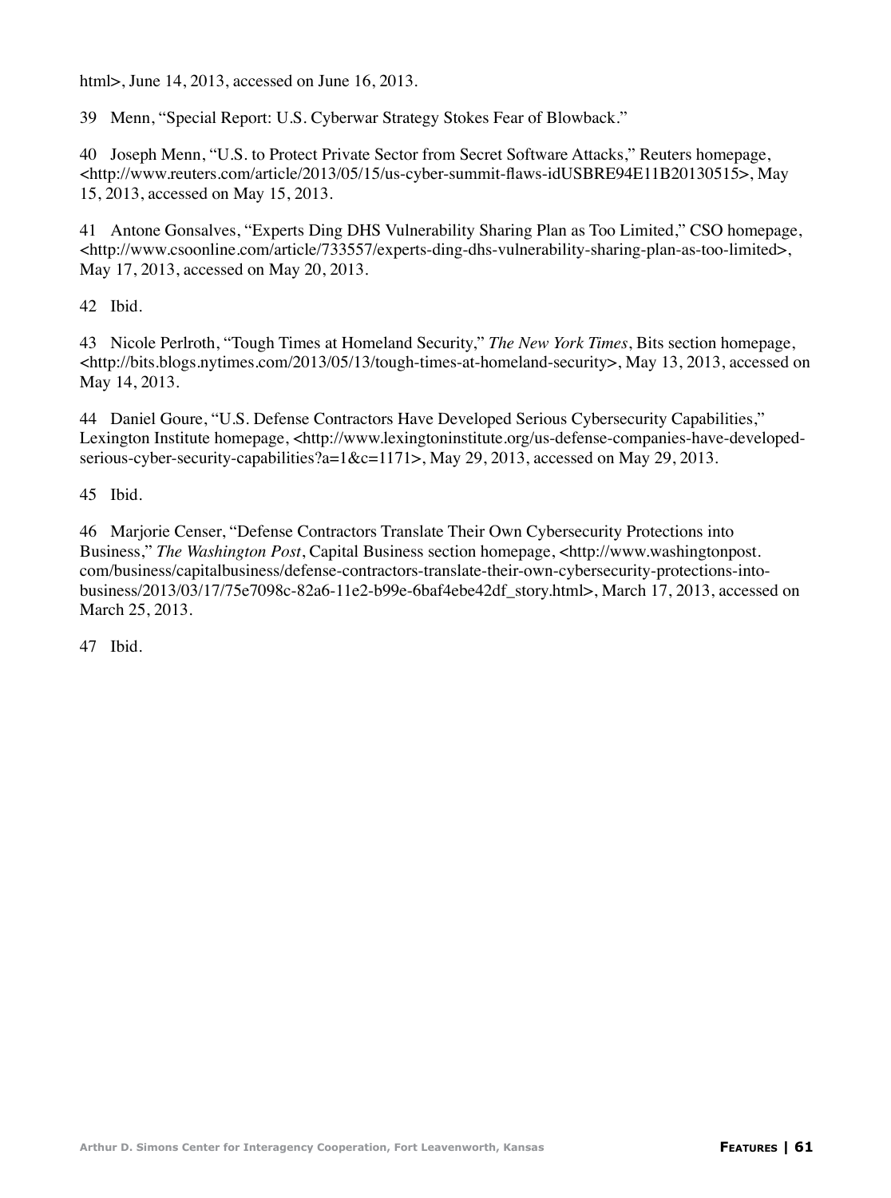html>, June 14, 2013, accessed on June 16, 2013.

39 Menn, "Special Report: U.S. Cyberwar Strategy Stokes Fear of Blowback."

40 Joseph Menn, "U.S. to Protect Private Sector from Secret Software Attacks," Reuters homepage, <http://www.reuters.com/article/2013/05/15/us-cyber-summit-flaws-idUSBRE94E11B20130515>, May 15, 2013, accessed on May 15, 2013.

41 Antone Gonsalves, "Experts Ding DHS Vulnerability Sharing Plan as Too Limited," CSO homepage, <http://www.csoonline.com/article/733557/experts-ding-dhs-vulnerability-sharing-plan-as-too-limited>, May 17, 2013, accessed on May 20, 2013.

42 Ibid.

43 Nicole Perlroth, "Tough Times at Homeland Security," *The New York Times*, Bits section homepage, <http://bits.blogs.nytimes.com/2013/05/13/tough-times-at-homeland-security>, May 13, 2013, accessed on May 14, 2013.

44 Daniel Goure, "U.S. Defense Contractors Have Developed Serious Cybersecurity Capabilities," Lexington Institute homepage, <http://www.lexingtoninstitute.org/us-defense-companies-have-developed-serious-cyber-security-capabilities?a=1&c=1171>, May 29, 2013, accessed on May 29, 2013.

45 Ibid.

46 Marjorie Censer, "Defense Contractors Translate Their Own Cybersecurity Protections into Business," *The Washington Post*, Capital Business section homepage, <http://www.washingtonpost.com/business/capitalbusiness/defense-contractors-translate-their-own-cybersecurity-protections-into-business/2013/03/17/75e7098c-82a6-11e2-b99e-6baf4ebe42df_story.html>, March 17, 2013, accessed on March 25, 2013.

47 Ibid.